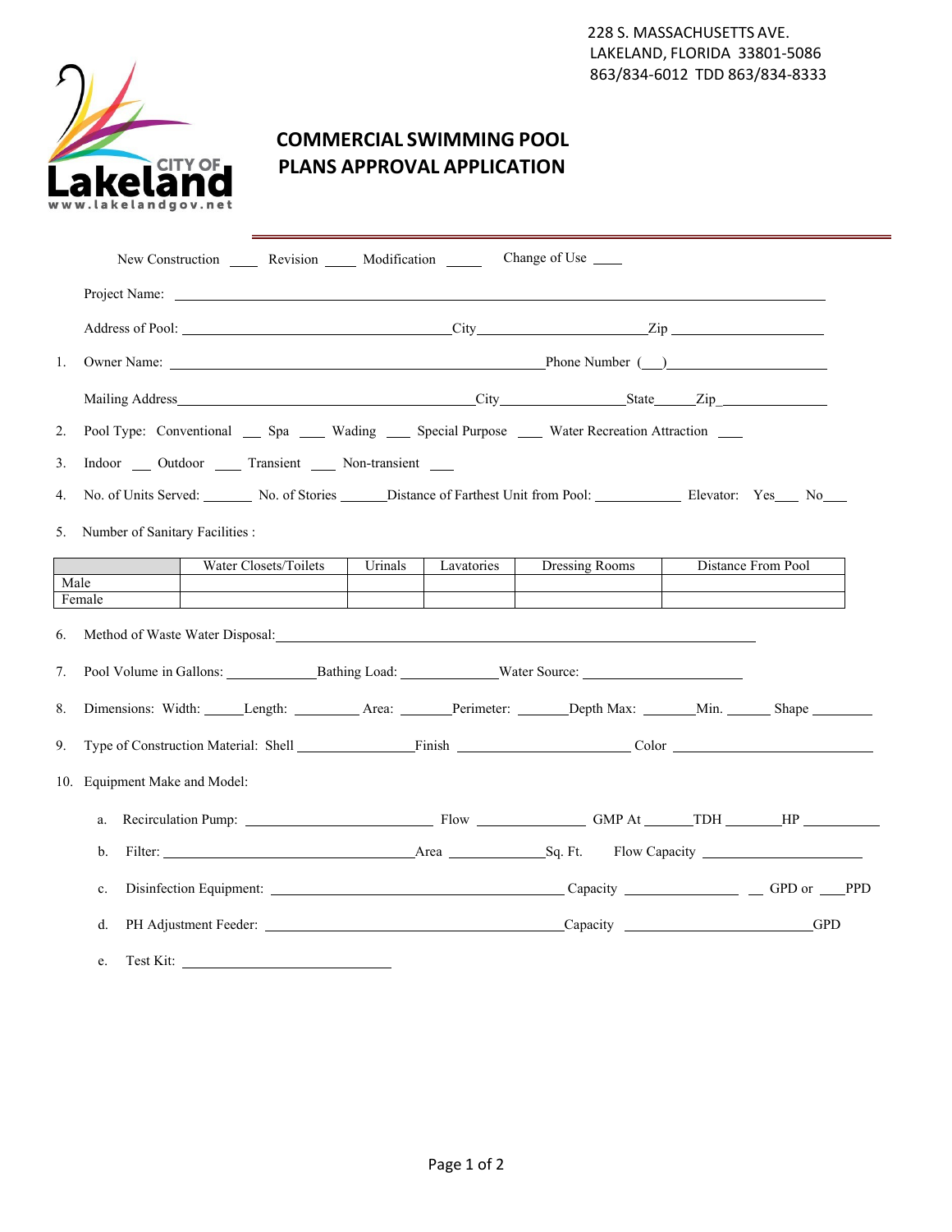228 S. MASSACHUSETTS AVE.
LAKELAND, FLORIDA 33801-5086
863/834-6012 TDD 863/834-8333

# COMMERCIAL SWIMMING POOL PLANS APPROVAL APPLICATION

New Construction ____ Revision ____ Modification _____ Change of Use ____

Project Name: ______________________________________________________________

Address of Pool: ______________________________City______________________Zip ____________________

1. Owner Name: ______________________________________________Phone Number (__)____________________

   Mailing Address______________________________________City_________________State_____Zip_______________

2. Pool Type: Conventional ___ Spa ____ Wading ____ Special Purpose ____ Water Recreation Attraction ____

3. Indoor ___ Outdoor ____ Transient ____ Non-transient ___

4. No. of Units Served: _______ No. of Stories ______Distance of Farthest Unit from Pool: ___________ Elevator: Yes___ No___

5. Number of Sanitary Facilities :

| | Water Closets/Toilets | Urinals | Lavatories | Dressing Rooms | Distance From Pool |
|---|---|---|---|---|---|
| Male | | | | | |
| Female | | | | | |

6. Method of Waste Water Disposal:____________________________________________________________

7. Pool Volume in Gallons: ____________Bathing Load: _____________Water Source: _____________________

8. Dimensions: Width: _____Length: _________ Area: _______Perimeter: _______Depth Max: _______Min. ______ Shape ________

9. Type of Construction Material: Shell _______________Finish _______________________ Color __________________________

10. Equipment Make and Model:

    a. Recirculation Pump: __________________________ Flow _______________ GMP At ______TDH _______HP __________

    b. Filter: ___________________________________Area _____________Sq. Ft. Flow Capacity _______________________

    c. Disinfection Equipment: ________________________________________ Capacity _______________ __ GPD or ___PPD

    d. PH Adjustment Feeder: __________________________________________Capacity _________________________GPD

    e. Test Kit: ____________________________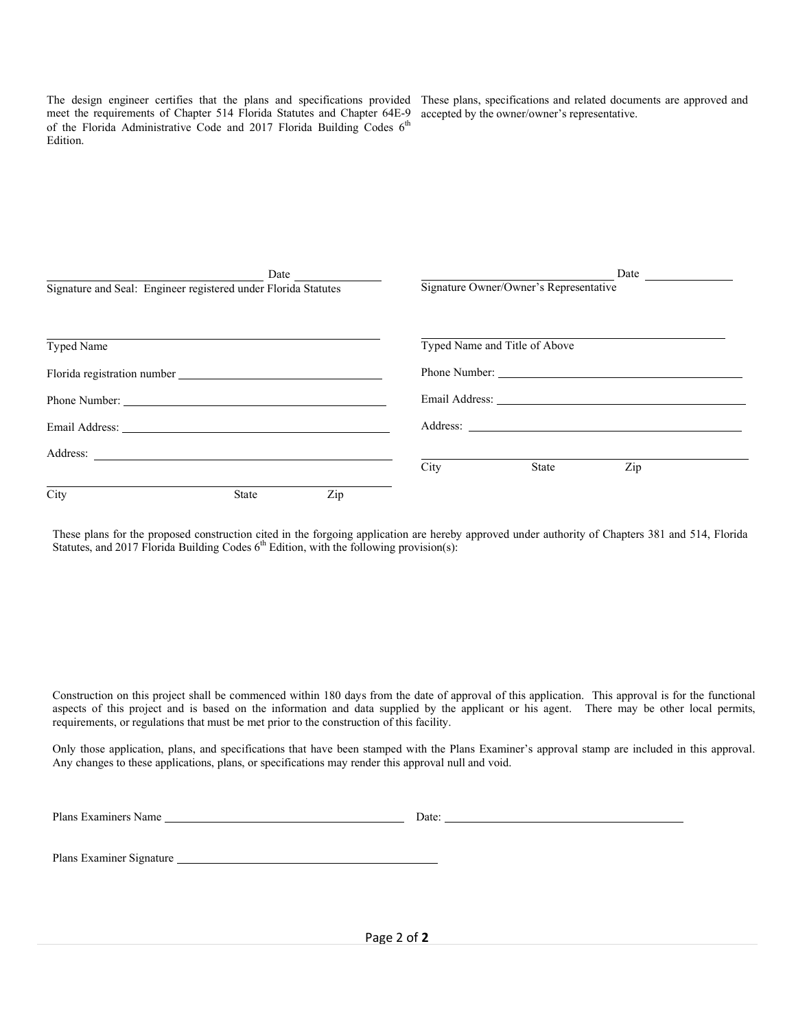The design engineer certifies that the plans and specifications provided meet the requirements of Chapter 514 Florida Statutes and Chapter 64E-9 of the Florida Administrative Code and 2017 Florida Building Codes 6th Edition.

______________________________ Date ____________
Signature and Seal: Engineer registered under Florida Statutes

______________________________
Typed Name

Florida registration number ______________________________

Phone Number: ______________________________

Email Address: ______________________________

Address: ______________________________

______________________________
City State Zip

These plans, specifications and related documents are approved and accepted by the owner/owner's representative.

______________________________ Date ____________
Signature Owner/Owner's Representative

______________________________
Typed Name and Title of Above

Phone Number: ______________________________

Email Address: ______________________________

Address: ______________________________

______________________________
City State Zip

These plans for the proposed construction cited in the forgoing application are hereby approved under authority of Chapters 381 and 514, Florida Statutes, and 2017 Florida Building Codes 6th Edition, with the following provision(s):

Construction on this project shall be commenced within 180 days from the date of approval of this application. This approval is for the functional aspects of this project and is based on the information and data supplied by the applicant or his agent. There may be other local permits, requirements, or regulations that must be met prior to the construction of this facility.

Only those application, plans, and specifications that have been stamped with the Plans Examiner's approval stamp are included in this approval. Any changes to these applications, plans, or specifications may render this approval null and void.

Plans Examiners Name ______________________________ Date: ______________________________

Plans Examiner Signature ______________________________